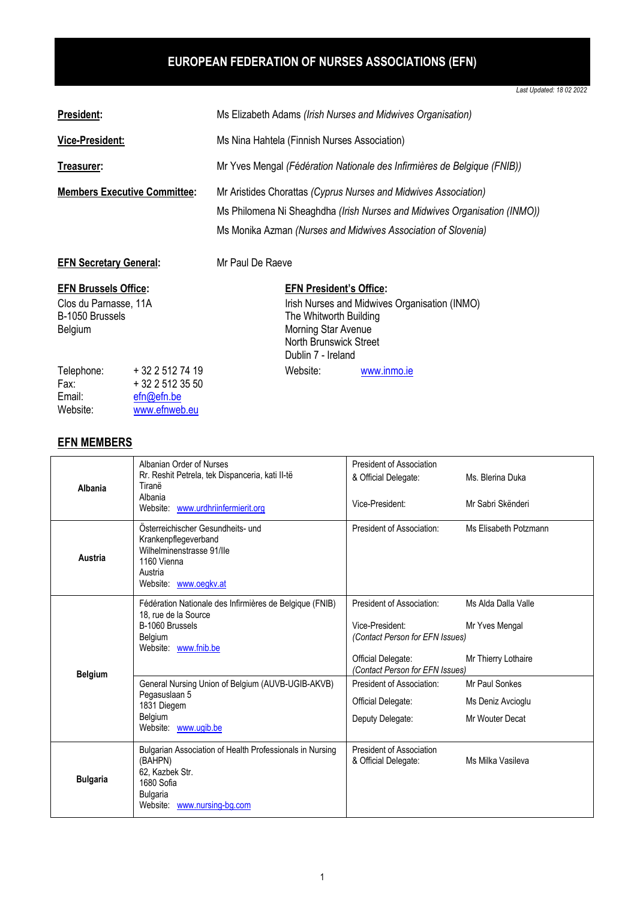# EUROPEAN FEDERATION OF NURSES ASSOCIATIONS (EFN)

*Last Updated: 18 02 2022*

**President:** Ms Elizabeth Adams *(Irish Nurses and Midwives Organisation)*

**Vice-President:** Ms Nina Hahtela (Finnish Nurses Association)

**Treasurer:** Mr Yves Mengal *(Fédération Nationale des Infirmières de Belgique (FNIB))*

**Members Executive Committee:**
Mr Aristides Chorattas *(Cyprus Nurses and Midwives Association)*
Ms Philomena Ni Sheaghdha *(Irish Nurses and Midwives Organisation (INMO))*
Ms Monika Azman *(Nurses and Midwives Association of Slovenia)*

**EFN Secretary General:** Mr Paul De Raeve

**EFN Brussels Office:**
Clos du Parnasse, 11A
B-1050 Brussels
Belgium

Telephone: + 32 2 512 74 19
Fax: + 32 2 512 35 50
Email: efn@efn.be
Website: www.efnweb.eu

**EFN President's Office:**
Irish Nurses and Midwives Organisation (INMO)
The Whitworth Building
Morning Star Avenue
North Brunswick Street
Dublin 7 - Ireland
Website: www.inmo.ie

## EFN MEMBERS

| Country | Association | Role | Name |
|---|---|---|---|
| **Albania** | Albanian Order of Nurses<br>Rr. Reshit Petrela, tek Dispanceria, kati II-të<br>Tiranë<br>Albania<br>Website: www.urdhriinfermierit.org | President of Association & Official Delegate:<br><br>Vice-President: | Ms. Blerina Duka<br><br>Mr Sabri Skënderi |
| **Austria** | Österreichischer Gesundheits- und Krankenpflegeverband<br>Wilhelminenstrasse 91/IIe<br>1160 Vienna<br>Austria<br>Website: www.oegkv.at | President of Association: | Ms Elisabeth Potzmann |
| **Belgium** | Fédération Nationale des Infirmières de Belgique (FNIB)<br>18, rue de la Source<br>B-1060 Brussels<br>Belgium<br>Website: www.fnib.be | President of Association:<br><br>Vice-President: *(Contact Person for EFN Issues)*<br><br>Official Delegate: *(Contact Person for EFN Issues)* | Ms Alda Dalla Valle<br><br>Mr Yves Mengal<br><br>Mr Thierry Lothaire |
| | General Nursing Union of Belgium (AUVB-UGIB-AKVB)<br>Pegasuslaan 5<br>1831 Diegem<br>Belgium<br>Website: www.ugib.be | President of Association:<br><br>Official Delegate:<br><br>Deputy Delegate: | Mr Paul Sonkes<br><br>Ms Deniz Avcioglu<br><br>Mr Wouter Decat |
| **Bulgaria** | Bulgarian Association of Health Professionals in Nursing (BAHPN)<br>62, Kazbek Str.<br>1680 Sofia<br>Bulgaria<br>Website: www.nursing-bg.com | President of Association & Official Delegate: | Ms Milka Vasileva |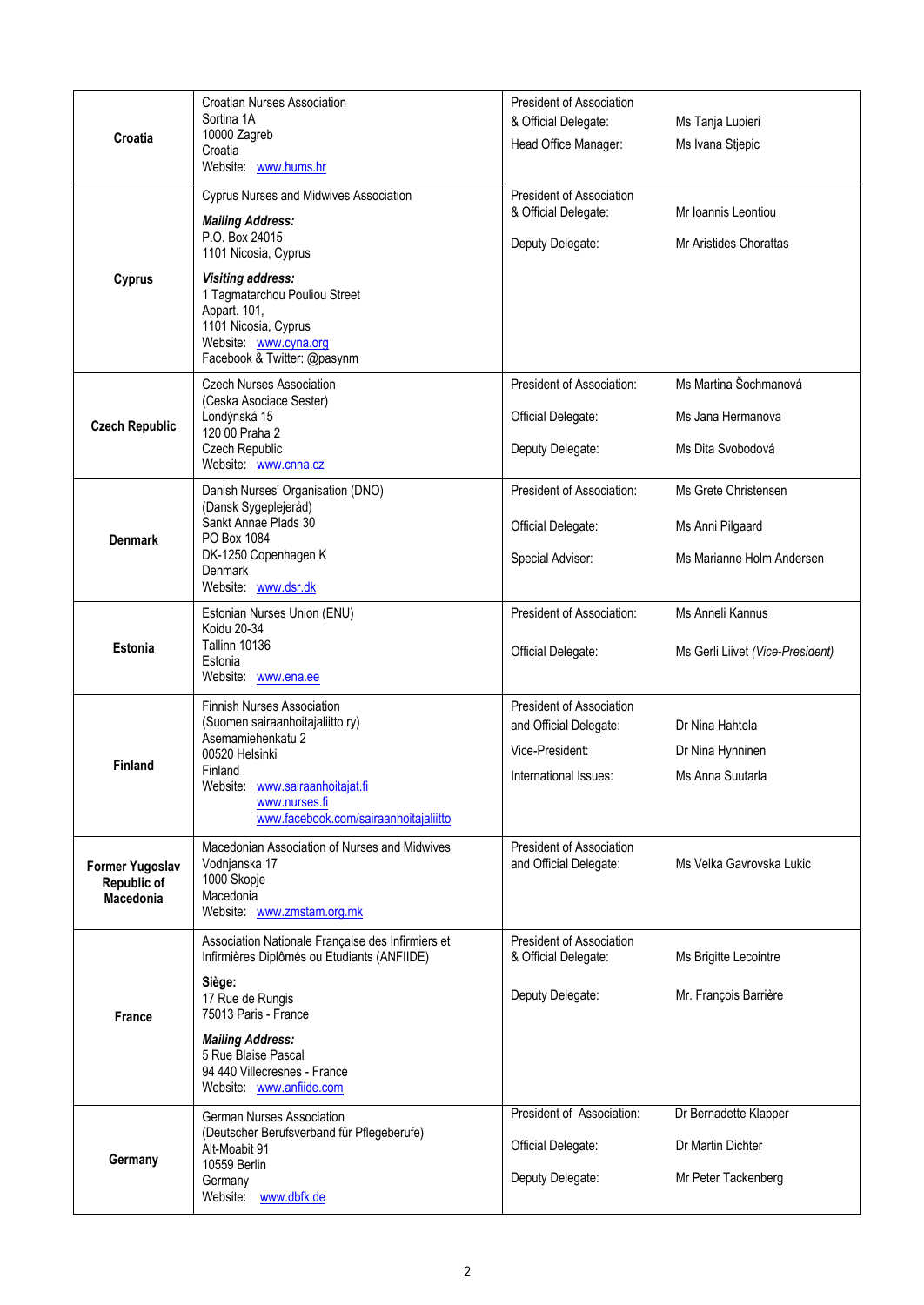| Country | Address | Role | Name |
|---|---|---|---|
| **Croatia** | Croatian Nurses Association<br>Sortina 1A<br>10000 Zagreb<br>Croatia<br>Website: www.hums.hr | President of Association & Official Delegate:<br>Head Office Manager: | Ms Tanja Lupieri<br>Ms Ivana Stjepic |
| **Cyprus** | Cyprus Nurses and Midwives Association<br>***Mailing Address:***<br>P.O. Box 24015<br>1101 Nicosia, Cyprus<br>***Visiting address:***<br>1 Tagmatarchou Pouliou Street<br>Appart. 101,<br>1101 Nicosia, Cyprus<br>Website: www.cyna.org<br>Facebook & Twitter: @pasynm | President of Association & Official Delegate:<br>Deputy Delegate: | Mr Ioannis Leontiou<br>Mr Aristides Chorattas |
| **Czech Republic** | Czech Nurses Association<br>(Ceska Asociace Sester)<br>Londýnská 15<br>120 00 Praha 2<br>Czech Republic<br>Website: www.cnna.cz | President of Association:<br>Official Delegate:<br>Deputy Delegate: | Ms Martina Šochmanová<br>Ms Jana Hermanova<br>Ms Dita Svobodová |
| **Denmark** | Danish Nurses' Organisation (DNO)<br>(Dansk Sygeplejeråd)<br>Sankt Annae Plads 30<br>PO Box 1084<br>DK-1250 Copenhagen K<br>Denmark<br>Website: www.dsr.dk | President of Association:<br>Official Delegate:<br>Special Adviser: | Ms Grete Christensen<br>Ms Anni Pilgaard<br>Ms Marianne Holm Andersen |
| **Estonia** | Estonian Nurses Union (ENU)<br>Koidu 20-34<br>Tallinn 10136<br>Estonia<br>Website: www.ena.ee | President of Association:<br>Official Delegate: | Ms Anneli Kannus<br>Ms Gerli Liivet *(Vice-President)* |
| **Finland** | Finnish Nurses Association<br>(Suomen sairaanhoitajaliitto ry)<br>Asemamiehenkatu 2<br>00520 Helsinki<br>Finland<br>Website: www.sairaanhoitajat.fi<br>www.nurses.fi<br>www.facebook.com/sairaanhoitajaliitto | President of Association and Official Delegate:<br>Vice-President:<br>International Issues: | Dr Nina Hahtela<br>Dr Nina Hynninen<br>Ms Anna Suutarla |
| **Former Yugoslav Republic of Macedonia** | Macedonian Association of Nurses and Midwives<br>Vodnjanska 17<br>1000 Skopje<br>Macedonia<br>Website: www.zmstam.org.mk | President of Association and Official Delegate: | Ms Velka Gavrovska Lukic |
| **France** | Association Nationale Française des Infirmiers et Infirmières Diplômés ou Etudiants (ANFIIDE)<br>**Siège:**<br>17 Rue de Rungis<br>75013 Paris - France<br>***Mailing Address:***<br>5 Rue Blaise Pascal<br>94 440 Villecresnes - France<br>Website: www.anfiide.com | President of Association & Official Delegate:<br>Deputy Delegate: | Ms Brigitte Lecointre<br>Mr. François Barrière |
| **Germany** | German Nurses Association<br>(Deutscher Berufsverband für Pflegeberufe)<br>Alt-Moabit 91<br>10559 Berlin<br>Germany<br>Website: www.dbfk.de | President of Association:<br>Official Delegate:<br>Deputy Delegate: | Dr Bernadette Klapper<br>Dr Martin Dichter<br>Mr Peter Tackenberg |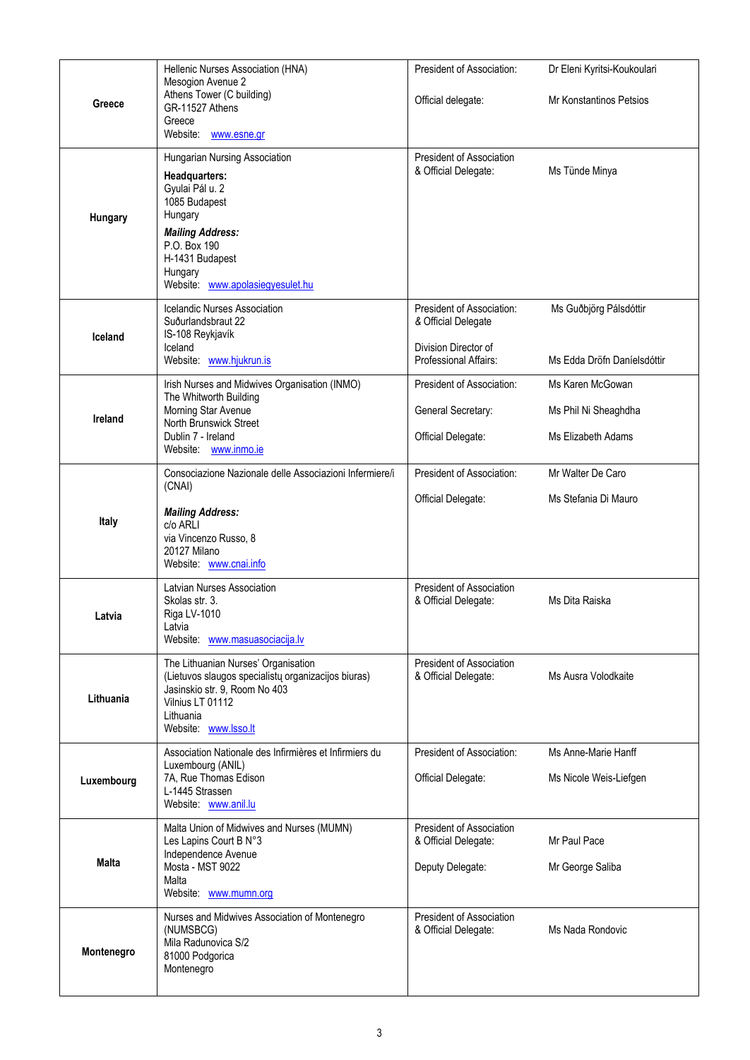| Country | Association | Role | Name |
|---|---|---|---|
| **Greece** | Hellenic Nurses Association (HNA)<br>Mesogion Avenue 2<br>Athens Tower (C building)<br>GR-11527 Athens<br>Greece<br>Website: www.esne.gr | President of Association:<br><br>Official delegate: | Dr Eleni Kyritsi-Koukoulari<br><br>Mr Konstantinos Petsios |
| **Hungary** | Hungarian Nursing Association<br>**Headquarters:**<br>Gyulai Pál u. 2<br>1085 Budapest<br>Hungary<br>***Mailing Address:***<br>P.O. Box 190<br>H-1431 Budapest<br>Hungary<br>Website: www.apolasiegyesulet.hu | President of Association<br>& Official Delegate: | Ms Tünde Minya |
| **Iceland** | Icelandic Nurses Association<br>Suðurlandsbraut 22<br>IS-108 Reykjavík<br>Iceland<br>Website: www.hjukrun.is | President of Association:<br>& Official Delegate<br><br>Division Director of<br>Professional Affairs: | Ms Guðbjörg Pálsdóttir<br><br><br>Ms Edda Dröfn Daníelsdóttir |
| **Ireland** | Irish Nurses and Midwives Organisation (INMO)<br>The Whitworth Building<br>Morning Star Avenue<br>North Brunswick Street<br>Dublin 7 - Ireland<br>Website: www.inmo.ie | President of Association:<br><br>General Secretary:<br><br>Official Delegate: | Ms Karen McGowan<br><br>Ms Phil Ni Sheaghdha<br><br>Ms Elizabeth Adams |
| **Italy** | Consociazione Nazionale delle Associazioni Infermiere/i (CNAI)<br><br>***Mailing Address:***<br>c/o ARLI<br>via Vincenzo Russo, 8<br>20127 Milano<br>Website: www.cnai.info | President of Association:<br><br>Official Delegate: | Mr Walter De Caro<br><br>Ms Stefania Di Mauro |
| **Latvia** | Latvian Nurses Association<br>Skolas str. 3.<br>Riga LV-1010<br>Latvia<br>Website: www.masuasociacija.lv | President of Association<br>& Official Delegate: | Ms Dita Raiska |
| **Lithuania** | The Lithuanian Nurses' Organisation<br>(Lietuvos slaugos specialistų organizacijos biuras)<br>Jasinskio str. 9, Room No 403<br>Vilnius LT 01112<br>Lithuania<br>Website: www.lsso.lt | President of Association<br>& Official Delegate: | Ms Ausra Volodkaite |
| **Luxembourg** | Association Nationale des Infirmières et Infirmiers du Luxembourg (ANIL)<br>7A, Rue Thomas Edison<br>L-1445 Strassen<br>Website: www.anil.lu | President of Association:<br><br>Official Delegate: | Ms Anne-Marie Hanff<br><br>Ms Nicole Weis-Liefgen |
| **Malta** | Malta Union of Midwives and Nurses (MUMN)<br>Les Lapins Court B N°3<br>Independence Avenue<br>Mosta - MST 9022<br>Malta<br>Website: www.mumn.org | President of Association<br>& Official Delegate:<br><br>Deputy Delegate: | Mr Paul Pace<br><br><br>Mr George Saliba |
| **Montenegro** | Nurses and Midwives Association of Montenegro (NUMSBCG)<br>Mila Radunovica S/2<br>81000 Podgorica<br>Montenegro | President of Association<br>& Official Delegate: | Ms Nada Rondovic |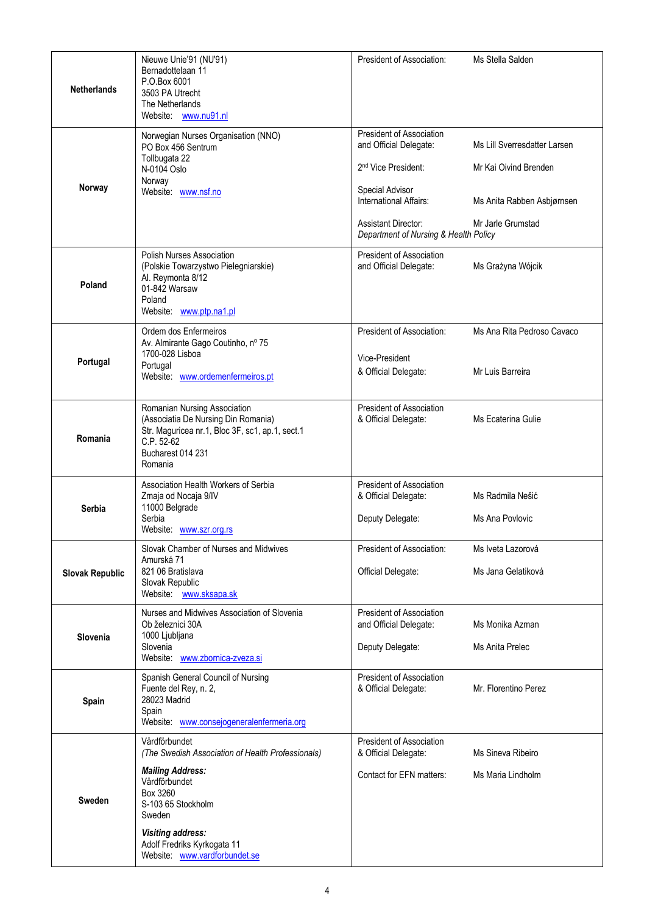| | | | |
|---|---|---|---|
| **Netherlands** | Nieuwe Unie'91 (NU'91)<br>Bernadottelaan 11<br>P.O.Box 6001<br>3503 PA Utrecht<br>The Netherlands<br>Website: www.nu91.nl | President of Association: | Ms Stella Salden |
| **Norway** | Norwegian Nurses Organisation (NNO)<br>PO Box 456 Sentrum<br>Tollbugata 22<br>N-0104 Oslo<br>Norway<br>Website: www.nsf.no | President of Association and Official Delegate:<br><br>2nd Vice President:<br><br>Special Advisor International Affairs:<br><br>Assistant Director:<br>*Department of Nursing & Health Policy* | Ms Lill Sverresdatter Larsen<br><br>Mr Kai Oivind Brenden<br><br>Ms Anita Rabben Asbjørnsen<br><br>Mr Jarle Grumstad |
| **Poland** | Polish Nurses Association<br>(Polskie Towarzystwo Pielegniarskie)<br>Al. Reymonta 8/12<br>01-842 Warsaw<br>Poland<br>Website: www.ptp.na1.pl | President of Association and Official Delegate: | Ms Grażyna Wójcik |
| **Portugal** | Ordem dos Enfermeiros<br>Av. Almirante Gago Coutinho, nº 75<br>1700-028 Lisboa<br>Portugal<br>Website: www.ordemenfermeiros.pt | President of Association:<br><br>Vice-President & Official Delegate: | Ms Ana Rita Pedroso Cavaco<br><br>Mr Luis Barreira |
| **Romania** | Romanian Nursing Association<br>(Associatia De Nursing Din Romania)<br>Str. Maguricea nr.1, Bloc 3F, sc1, ap.1, sect.1<br>C.P. 52-62<br>Bucharest 014 231<br>Romania | President of Association & Official Delegate: | Ms Ecaterina Gulie |
| **Serbia** | Association Health Workers of Serbia<br>Zmaja od Nocaja 9/IV<br>11000 Belgrade<br>Serbia<br>Website: www.szr.org.rs | President of Association & Official Delegate:<br><br>Deputy Delegate: | Ms Radmila Nešić<br><br>Ms Ana Povlovic |
| **Slovak Republic** | Slovak Chamber of Nurses and Midwives<br>Amurská 71<br>821 06 Bratislava<br>Slovak Republic<br>Website: www.sksapa.sk | President of Association:<br><br>Official Delegate: | Ms Iveta Lazorová<br><br>Ms Jana Gelatiková |
| **Slovenia** | Nurses and Midwives Association of Slovenia<br>Ob železnici 30A<br>1000 Ljubljana<br>Slovenia<br>Website: www.zbornica-zveza.si | President of Association and Official Delegate:<br><br>Deputy Delegate: | Ms Monika Azman<br><br>Ms Anita Prelec |
| **Spain** | Spanish General Council of Nursing<br>Fuente del Rey, n. 2,<br>28023 Madrid<br>Spain<br>Website: www.consejogeneralenfermeria.org | President of Association & Official Delegate: | Mr. Florentino Perez |
| **Sweden** | Vårdförbundet<br>*(The Swedish Association of Health Professionals)*<br><br>***Mailing Address:***<br>Vårdförbundet<br>Box 3260<br>S-103 65 Stockholm<br>Sweden<br><br>***Visiting address:***<br>Adolf Fredriks Kyrkogata 11<br>Website: www.vardforbundet.se | President of Association & Official Delegate:<br><br>Contact for EFN matters: | Ms Sineva Ribeiro<br><br>Ms Maria Lindholm |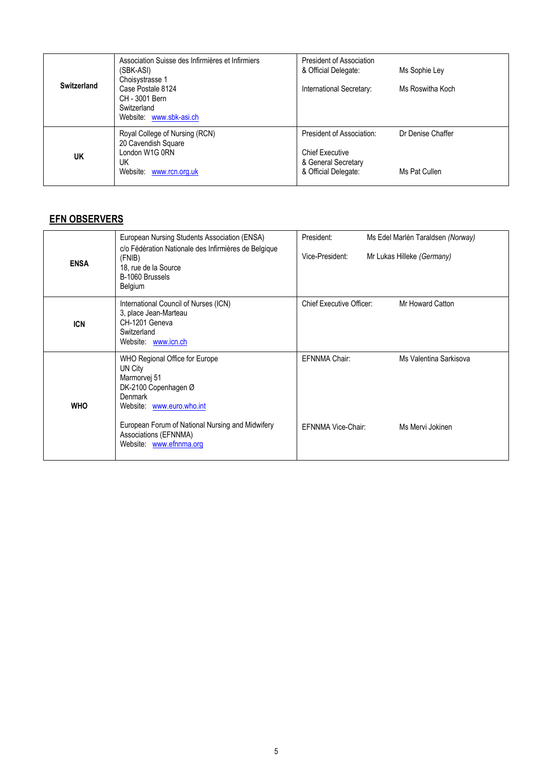| | | |
|---|---|---|
| **Switzerland** | Association Suisse des Infirmières et Infirmiers (SBK-ASI)<br>Choisystrasse 1<br>Case Postale 8124<br>CH - 3001 Bern<br>Switzerland<br>Website: www.sbk-asi.ch | President of Association & Official Delegate: Ms Sophie Ley<br><br>International Secretary: Ms Roswitha Koch |
| **UK** | Royal College of Nursing (RCN)<br>20 Cavendish Square<br>London W1G 0RN<br>UK<br>Website: www.rcn.org.uk | President of Association: Dr Denise Chaffer<br><br>Chief Executive & General Secretary & Official Delegate: Ms Pat Cullen |

## EFN OBSERVERS

| | | |
|---|---|---|
| **ENSA** | European Nursing Students Association (ENSA)<br>c/o Fédération Nationale des Infirmières de Belgique (FNIB)<br>18, rue de la Source<br>B-1060 Brussels<br>Belgium | President: Ms Edel Marlèn Taraldsen *(Norway)*<br><br>Vice-President: Mr Lukas Hilleke *(Germany)* |
| **ICN** | International Council of Nurses (ICN)<br>3, place Jean-Marteau<br>CH-1201 Geneva<br>Switzerland<br>Website: www.icn.ch | Chief Executive Officer: Mr Howard Catton |
| **WHO** | WHO Regional Office for Europe<br>UN City<br>Marmorvej 51<br>DK-2100 Copenhagen Ø<br>Denmark<br>Website: www.euro.who.int<br><br>European Forum of National Nursing and Midwifery Associations (EFNNMA)<br>Website: www.efnnma.org | EFNNMA Chair: Ms Valentina Sarkisova<br><br>EFNNMA Vice-Chair: Ms Mervi Jokinen |